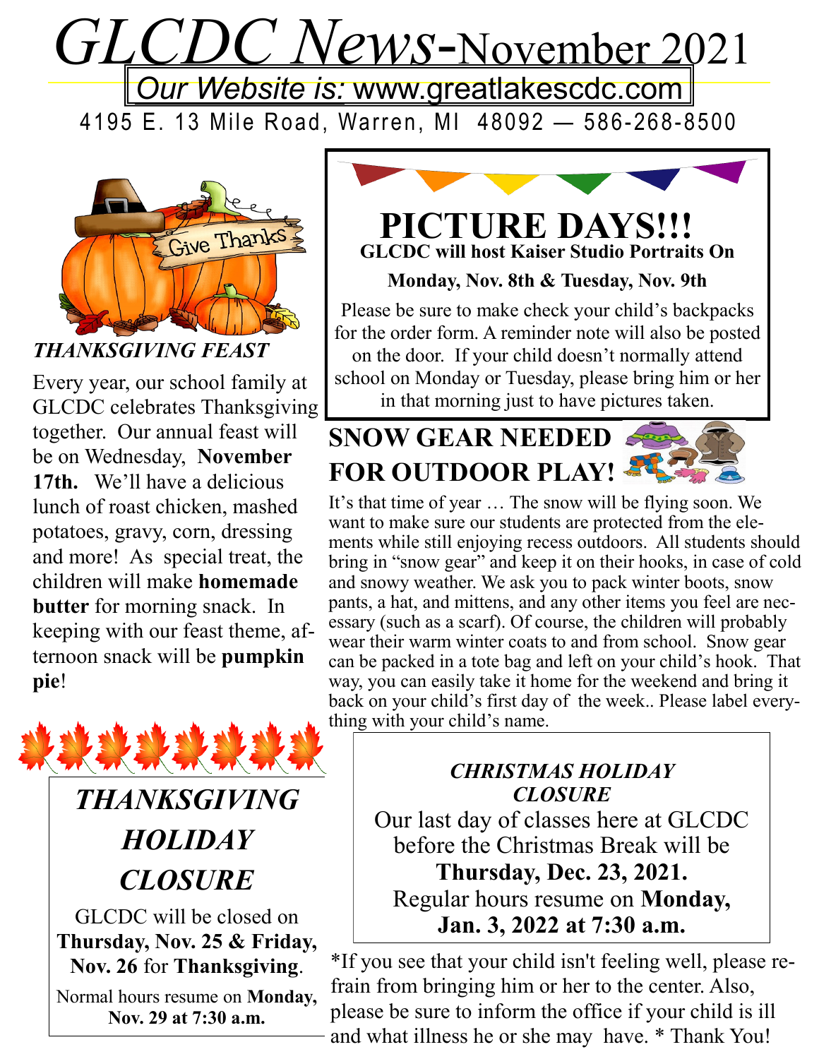# GLCDC News-November 2021

*Our Website is:* www.greatlakescdc.com

4195 E. 13 Mile Road, Warren, MI 48092 — 586-268-8500

## *THANKSGIVING FEAST*

Every year, our school family at GLCDC celebrates Thanksgiving together. Our annual feast will be on Wednesday, **November 17th.** We'll have a delicious lunch of roast chicken, mashed potatoes, gravy, corn, dressing and more! As special treat, the children will make **homemade butter** for morning snack. In keeping with our feast theme, afternoon snack will be **pumpkin pie**!

## *THANKSGIVING HOLIDAY CLOSURE*

GLCDC will be closed on **Thursday, Nov. 25 & Friday, Nov. 26** for **Thanksgiving**.

Normal hours resume on **Monday, Nov. 29 at 7:30 a.m.**

## PICTURE DAYS!!!

**GLCDC will host Kaiser Studio Portraits On**

**Monday, Nov. 8th & Tuesday, Nov. 9th**

Please be sure to make check your child's backpacks for the order form. A reminder note will also be posted on the door. If your child doesn't normally attend school on Monday or Tuesday, please bring him or her in that morning just to have pictures taken.

## SNOW GEAR NEEDED FOR OUTDOOR PLAY!

It's that time of year … The snow will be flying soon. We want to make sure our students are protected from the elements while still enjoying recess outdoors. All students should bring in "snow gear" and keep it on their hooks, in case of cold and snowy weather. We ask you to pack winter boots, snow pants, a hat, and mittens, and any other items you feel are necessary (such as a scarf). Of course, the children will probably wear their warm winter coats to and from school. Snow gear can be packed in a tote bag and left on your child's hook. That way, you can easily take it home for the weekend and bring it back on your child's first day of the week.. Please label everything with your child's name.

## *CHRISTMAS HOLIDAY CLOSURE*

Our last day of classes here at GLCDC before the Christmas Break will be **Thursday, Dec. 23, 2021.** Regular hours resume on **Monday, Jan. 3, 2022 at 7:30 a.m.**

*If you see that your child isn't feeling well, please refrain from bringing him or her to the center. Also, please be sure to inform the office if your child is ill and what illness he or she may have. * Thank You!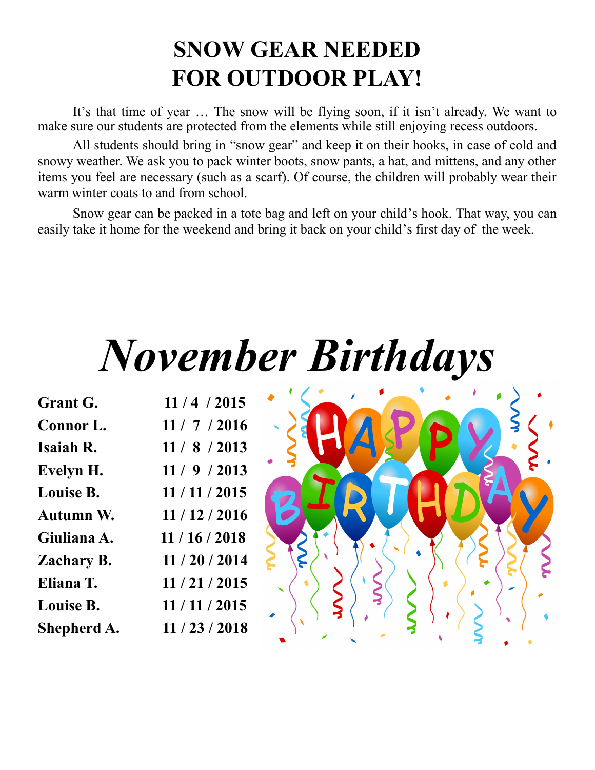# SNOW GEAR NEEDED FOR OUTDOOR PLAY!

It's that time of year … The snow will be flying soon, if it isn't already. We want to make sure our students are protected from the elements while still enjoying recess outdoors.

All students should bring in "snow gear" and keep it on their hooks, in case of cold and snowy weather. We ask you to pack winter boots, snow pants, a hat, and mittens, and any other items you feel are necessary (such as a scarf). Of course, the children will probably wear their warm winter coats to and from school.

Snow gear can be packed in a tote bag and left on your child's hook. That way, you can easily take it home for the weekend and bring it back on your child's first day of the week.

# *November Birthdays*

| | |
|---|---|
| **Grant G.** | **11 / 4 / 2015** |
| **Connor L.** | **11 / 7 / 2016** |
| **Isaiah R.** | **11 / 8 / 2013** |
| **Evelyn H.** | **11 / 9 / 2013** |
| **Louise B.** | **11 / 11 / 2015** |
| **Autumn W.** | **11 / 12 / 2016** |
| **Giuliana A.** | **11 / 16 / 2018** |
| **Zachary B.** | **11 / 20 / 2014** |
| **Eliana T.** | **11 / 21 / 2015** |
| **Louise B.** | **11 / 11 / 2015** |
| **Shepherd A.** | **11 / 23 / 2018** |